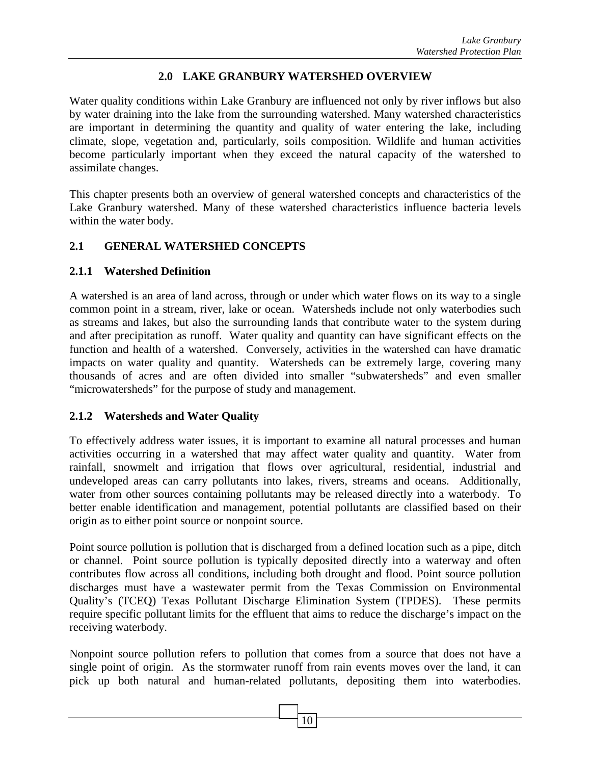# 2.0 LAKE GRANBURY WATERSHED OVERVIEW

Water quality conditions within Lake Granbury are influenced not only by river inflows but also by water draining into the lake from the surrounding watershed. Many watershed characteristics are important in determining the quantity and quality of water entering the lake, including climate, slope, vegetation and, particularly, soils composition. Wildlife and human activities become particularly important when they exceed the natural capacity of the watershed to assimilate changes.

This chapter presents both an overview of general watershed concepts and characteristics of the Lake Granbury watershed. Many of these watershed characteristics influence bacteria levels within the water body.

## 2.1 GENERAL WATERSHED CONCEPTS

### 2.1.1 Watershed Definition

A watershed is an area of land across, through or under which water flows on its way to a single common point in a stream, river, lake or ocean. Watersheds include not only waterbodies such as streams and lakes, but also the surrounding lands that contribute water to the system during and after precipitation as runoff. Water quality and quantity can have significant effects on the function and health of a watershed. Conversely, activities in the watershed can have dramatic impacts on water quality and quantity. Watersheds can be extremely large, covering many thousands of acres and are often divided into smaller "subwatersheds" and even smaller "microwatersheds" for the purpose of study and management.

### 2.1.2 Watersheds and Water Quality

To effectively address water issues, it is important to examine all natural processes and human activities occurring in a watershed that may affect water quality and quantity. Water from rainfall, snowmelt and irrigation that flows over agricultural, residential, industrial and undeveloped areas can carry pollutants into lakes, rivers, streams and oceans. Additionally, water from other sources containing pollutants may be released directly into a waterbody. To better enable identification and management, potential pollutants are classified based on their origin as to either point source or nonpoint source.

Point source pollution is pollution that is discharged from a defined location such as a pipe, ditch or channel. Point source pollution is typically deposited directly into a waterway and often contributes flow across all conditions, including both drought and flood. Point source pollution discharges must have a wastewater permit from the Texas Commission on Environmental Quality's (TCEQ) Texas Pollutant Discharge Elimination System (TPDES). These permits require specific pollutant limits for the effluent that aims to reduce the discharge's impact on the receiving waterbody.

Nonpoint source pollution refers to pollution that comes from a source that does not have a single point of origin. As the stormwater runoff from rain events moves over the land, it can pick up both natural and human-related pollutants, depositing them into waterbodies.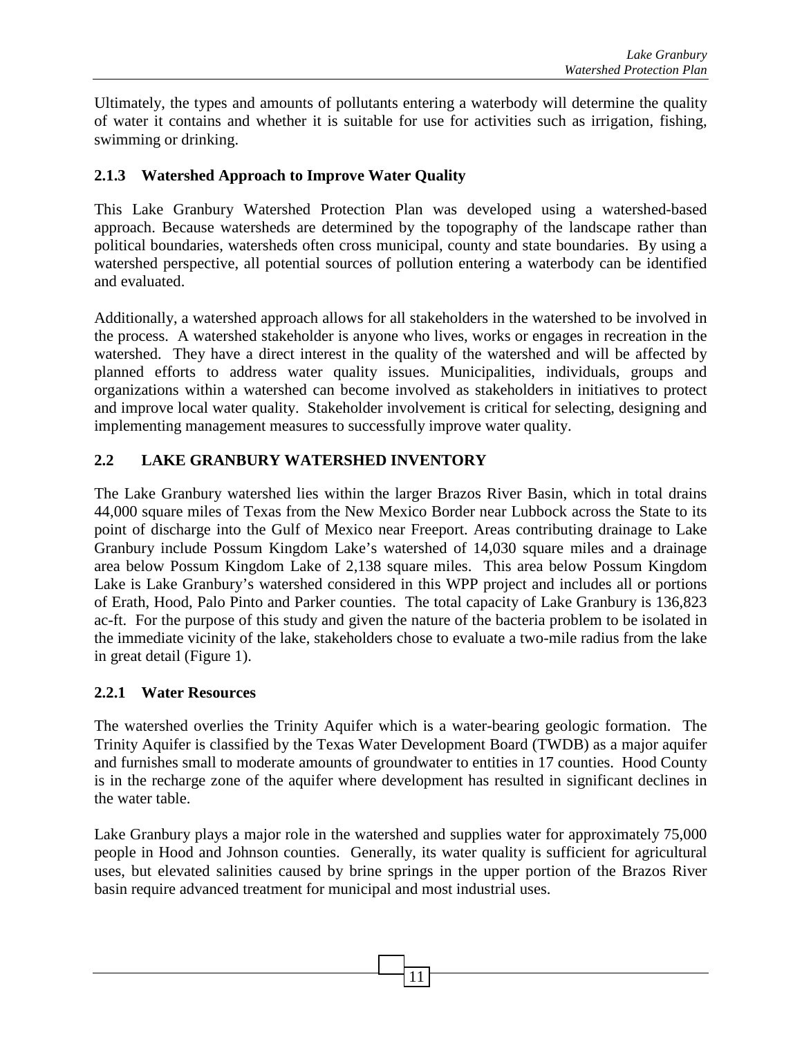Ultimately, the types and amounts of pollutants entering a waterbody will determine the quality of water it contains and whether it is suitable for use for activities such as irrigation, fishing, swimming or drinking.

### 2.1.3 Watershed Approach to Improve Water Quality

This Lake Granbury Watershed Protection Plan was developed using a watershed-based approach. Because watersheds are determined by the topography of the landscape rather than political boundaries, watersheds often cross municipal, county and state boundaries. By using a watershed perspective, all potential sources of pollution entering a waterbody can be identified and evaluated.

Additionally, a watershed approach allows for all stakeholders in the watershed to be involved in the process. A watershed stakeholder is anyone who lives, works or engages in recreation in the watershed. They have a direct interest in the quality of the watershed and will be affected by planned efforts to address water quality issues. Municipalities, individuals, groups and organizations within a watershed can become involved as stakeholders in initiatives to protect and improve local water quality. Stakeholder involvement is critical for selecting, designing and implementing management measures to successfully improve water quality.

## 2.2 LAKE GRANBURY WATERSHED INVENTORY

The Lake Granbury watershed lies within the larger Brazos River Basin, which in total drains 44,000 square miles of Texas from the New Mexico Border near Lubbock across the State to its point of discharge into the Gulf of Mexico near Freeport. Areas contributing drainage to Lake Granbury include Possum Kingdom Lake's watershed of 14,030 square miles and a drainage area below Possum Kingdom Lake of 2,138 square miles. This area below Possum Kingdom Lake is Lake Granbury's watershed considered in this WPP project and includes all or portions of Erath, Hood, Palo Pinto and Parker counties. The total capacity of Lake Granbury is 136,823 ac-ft. For the purpose of this study and given the nature of the bacteria problem to be isolated in the immediate vicinity of the lake, stakeholders chose to evaluate a two-mile radius from the lake in great detail (Figure 1).

### 2.2.1 Water Resources

The watershed overlies the Trinity Aquifer which is a water-bearing geologic formation. The Trinity Aquifer is classified by the Texas Water Development Board (TWDB) as a major aquifer and furnishes small to moderate amounts of groundwater to entities in 17 counties. Hood County is in the recharge zone of the aquifer where development has resulted in significant declines in the water table.

Lake Granbury plays a major role in the watershed and supplies water for approximately 75,000 people in Hood and Johnson counties. Generally, its water quality is sufficient for agricultural uses, but elevated salinities caused by brine springs in the upper portion of the Brazos River basin require advanced treatment for municipal and most industrial uses.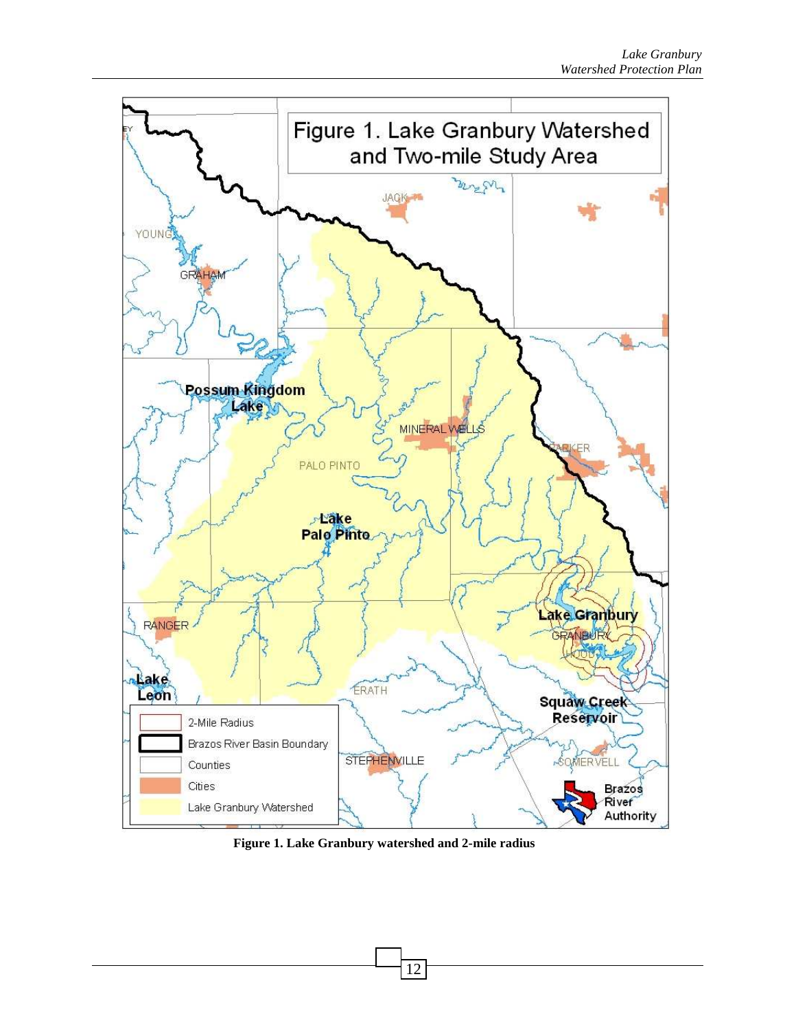Figure 1. Lake Granbury watershed and 2-mile radius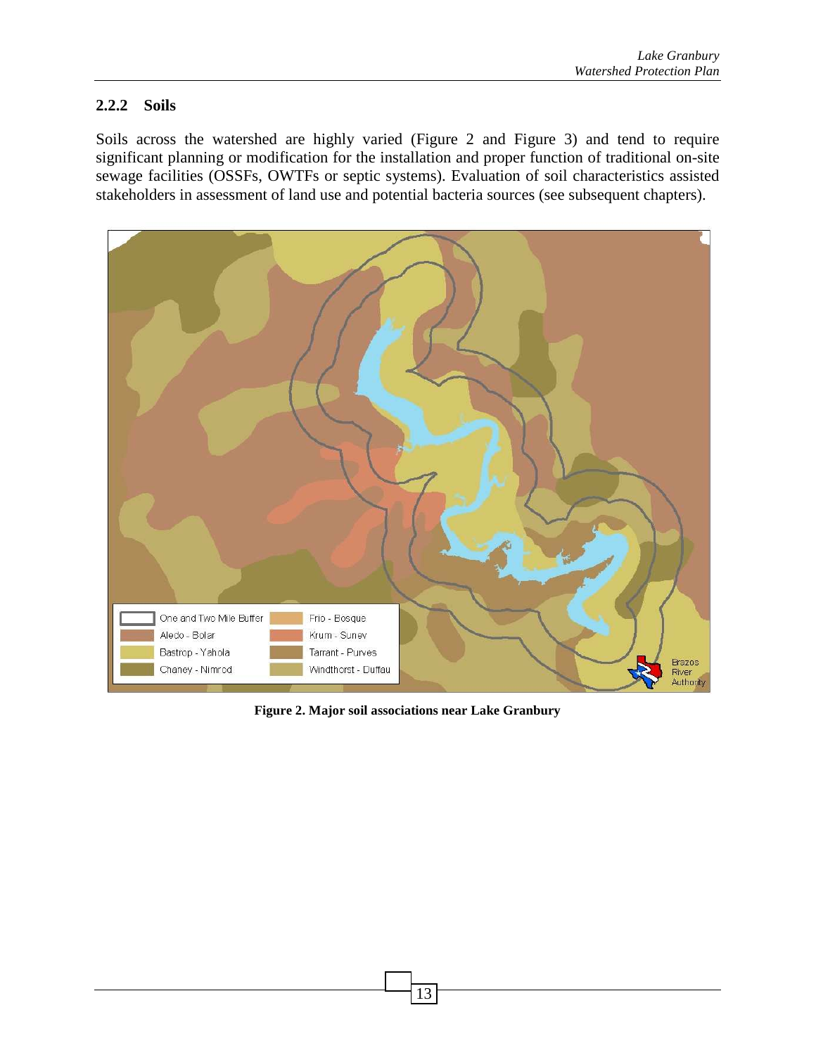### 2.2.2 Soils

Soils across the watershed are highly varied (Figure 2 and Figure 3) and tend to require significant planning or modification for the installation and proper function of traditional on-site sewage facilities (OSSFs, OWTFs or septic systems). Evaluation of soil characteristics assisted stakeholders in assessment of land use and potential bacteria sources (see subsequent chapters).

**Figure 2. Major soil associations near Lake Granbury**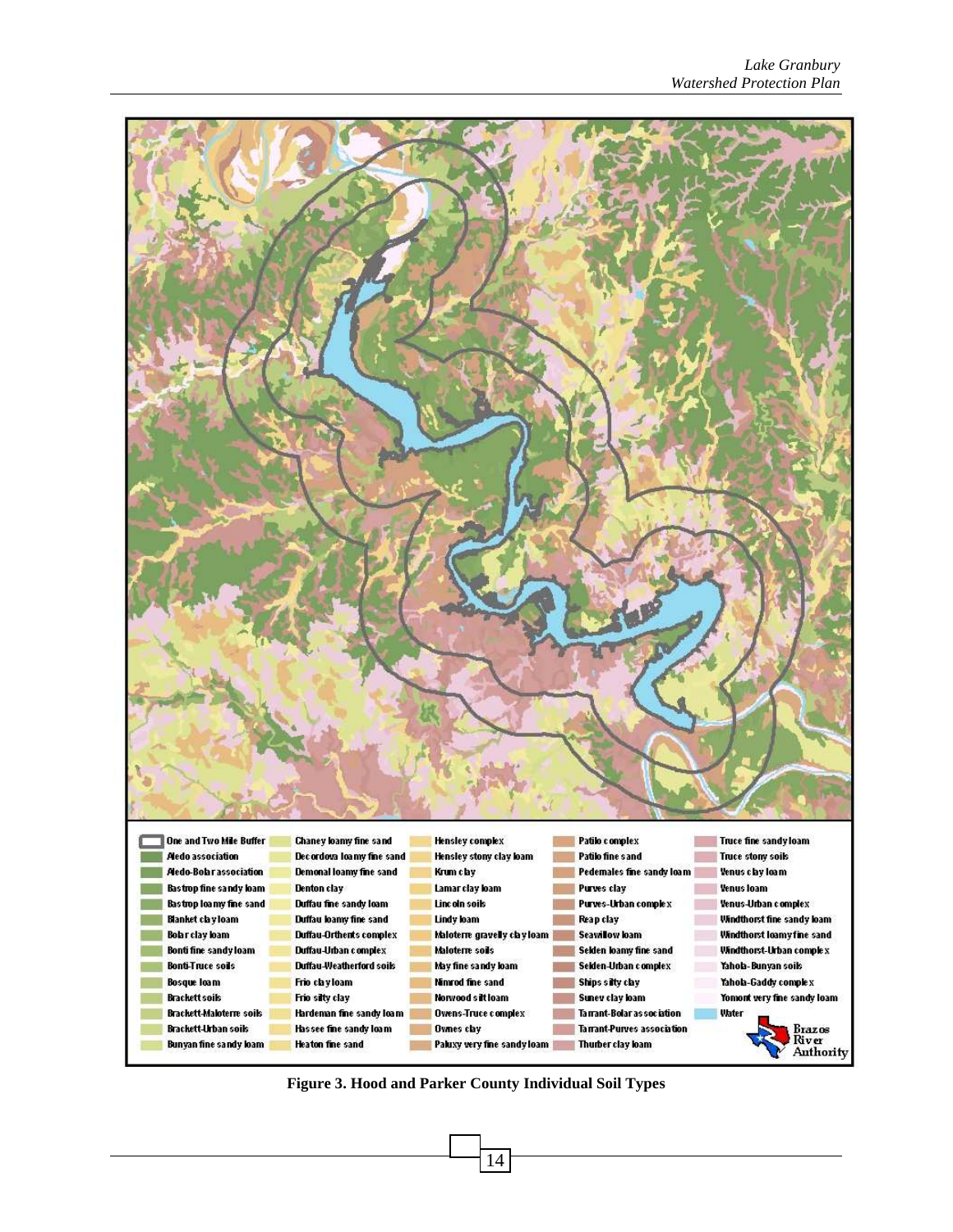| One and Two Mile Buffer | Chaney loamy fine sand | Hensley complex | Patilo complex | Truce fine sandy loam |
| --- | --- | --- | --- | --- |
| Aledo association | Decordova loamy fine sand | Hensley stony clay loam | Patilo fine sand | Truce stony soils |
| Aledo-Bolar association | Demonal loamy fine sand | Krum clay | Pedernales fine sandy loam | Venus clay loam |
| Bastrop fine sandy loam | Denton clay | Lamar clay loam | Purves clay | Venus loam |
| Bastrop loamy fine sand | Duffau fine sandy loam | Lincoln soils | Purves-Urban complex | Venus-Urban complex |
| Blanket clay loam | Duffau loamy fine sand | Lindy loam | Reap clay | Windthorst fine sandy loam |
| Bolar clay loam | Duffau-Orthents complex | Maloterre gravelly clay loam | Seawillow loam | Windthorst loamy fine sand |
| Bonti fine sandy loam | Duffau-Urban complex | Maloterre soils | Selden loamy fine sand | Windthorst-Urban complex |
| Bonti-Truce soils | Duffau-Weatherford soils | May fine sandy loam | Selden-Urban complex | Yahola-Bunyan soils |
| Bosque loam | Frio clay loam | Nimrod fine sand | Ships silty clay | Yahola-Gaddy complex |
| Brackett soils | Frio silty clay | Norwood silt loam | Sunev clay loam | Yomont very fine sandy loam |
| Brackett-Maloterre soils | Hardeman fine sandy loam | Owens-Truce complex | Tarrant-Bolar association | Water |
| Brackett-Urban soils | Hassee fine sandy loam | Ovnes clay | Tarrant-Purves association | |
| Bunyan fine sandy loam | Heaton fine sand | Paluxy very fine sandy loam | Thurber clay loam | |

Brazos River Authority

**Figure 3. Hood and Parker County Individual Soil Types**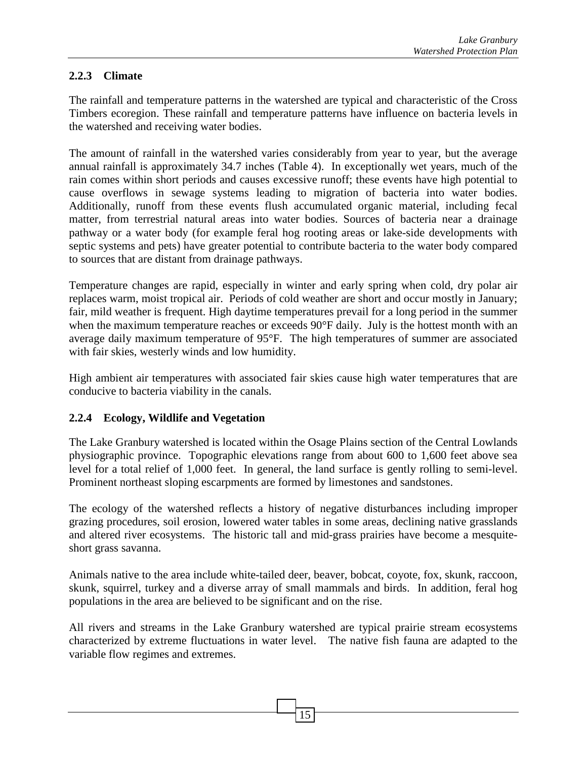### 2.2.3 Climate

The rainfall and temperature patterns in the watershed are typical and characteristic of the Cross Timbers ecoregion. These rainfall and temperature patterns have influence on bacteria levels in the watershed and receiving water bodies.

The amount of rainfall in the watershed varies considerably from year to year, but the average annual rainfall is approximately 34.7 inches (Table 4). In exceptionally wet years, much of the rain comes within short periods and causes excessive runoff; these events have high potential to cause overflows in sewage systems leading to migration of bacteria into water bodies. Additionally, runoff from these events flush accumulated organic material, including fecal matter, from terrestrial natural areas into water bodies. Sources of bacteria near a drainage pathway or a water body (for example feral hog rooting areas or lake-side developments with septic systems and pets) have greater potential to contribute bacteria to the water body compared to sources that are distant from drainage pathways.

Temperature changes are rapid, especially in winter and early spring when cold, dry polar air replaces warm, moist tropical air. Periods of cold weather are short and occur mostly in January; fair, mild weather is frequent. High daytime temperatures prevail for a long period in the summer when the maximum temperature reaches or exceeds 90°F daily. July is the hottest month with an average daily maximum temperature of 95°F. The high temperatures of summer are associated with fair skies, westerly winds and low humidity.

High ambient air temperatures with associated fair skies cause high water temperatures that are conducive to bacteria viability in the canals.

### 2.2.4 Ecology, Wildlife and Vegetation

The Lake Granbury watershed is located within the Osage Plains section of the Central Lowlands physiographic province. Topographic elevations range from about 600 to 1,600 feet above sea level for a total relief of 1,000 feet. In general, the land surface is gently rolling to semi-level. Prominent northeast sloping escarpments are formed by limestones and sandstones.

The ecology of the watershed reflects a history of negative disturbances including improper grazing procedures, soil erosion, lowered water tables in some areas, declining native grasslands and altered river ecosystems. The historic tall and mid-grass prairies have become a mesquite-short grass savanna.

Animals native to the area include white-tailed deer, beaver, bobcat, coyote, fox, skunk, raccoon, skunk, squirrel, turkey and a diverse array of small mammals and birds. In addition, feral hog populations in the area are believed to be significant and on the rise.

All rivers and streams in the Lake Granbury watershed are typical prairie stream ecosystems characterized by extreme fluctuations in water level. The native fish fauna are adapted to the variable flow regimes and extremes.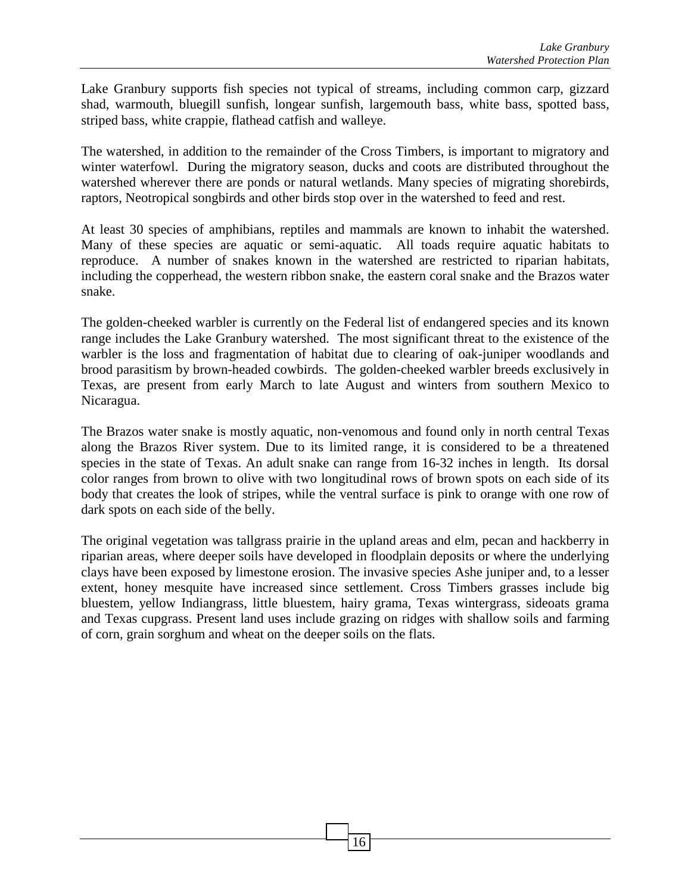Lake Granbury supports fish species not typical of streams, including common carp, gizzard shad, warmouth, bluegill sunfish, longear sunfish, largemouth bass, white bass, spotted bass, striped bass, white crappie, flathead catfish and walleye.

The watershed, in addition to the remainder of the Cross Timbers, is important to migratory and winter waterfowl. During the migratory season, ducks and coots are distributed throughout the watershed wherever there are ponds or natural wetlands. Many species of migrating shorebirds, raptors, Neotropical songbirds and other birds stop over in the watershed to feed and rest.

At least 30 species of amphibians, reptiles and mammals are known to inhabit the watershed. Many of these species are aquatic or semi-aquatic. All toads require aquatic habitats to reproduce. A number of snakes known in the watershed are restricted to riparian habitats, including the copperhead, the western ribbon snake, the eastern coral snake and the Brazos water snake.

The golden-cheeked warbler is currently on the Federal list of endangered species and its known range includes the Lake Granbury watershed. The most significant threat to the existence of the warbler is the loss and fragmentation of habitat due to clearing of oak-juniper woodlands and brood parasitism by brown-headed cowbirds. The golden-cheeked warbler breeds exclusively in Texas, are present from early March to late August and winters from southern Mexico to Nicaragua.

The Brazos water snake is mostly aquatic, non-venomous and found only in north central Texas along the Brazos River system. Due to its limited range, it is considered to be a threatened species in the state of Texas. An adult snake can range from 16-32 inches in length. Its dorsal color ranges from brown to olive with two longitudinal rows of brown spots on each side of its body that creates the look of stripes, while the ventral surface is pink to orange with one row of dark spots on each side of the belly.

The original vegetation was tallgrass prairie in the upland areas and elm, pecan and hackberry in riparian areas, where deeper soils have developed in floodplain deposits or where the underlying clays have been exposed by limestone erosion. The invasive species Ashe juniper and, to a lesser extent, honey mesquite have increased since settlement. Cross Timbers grasses include big bluestem, yellow Indiangrass, little bluestem, hairy grama, Texas wintergrass, sideoats grama and Texas cupgrass. Present land uses include grazing on ridges with shallow soils and farming of corn, grain sorghum and wheat on the deeper soils on the flats.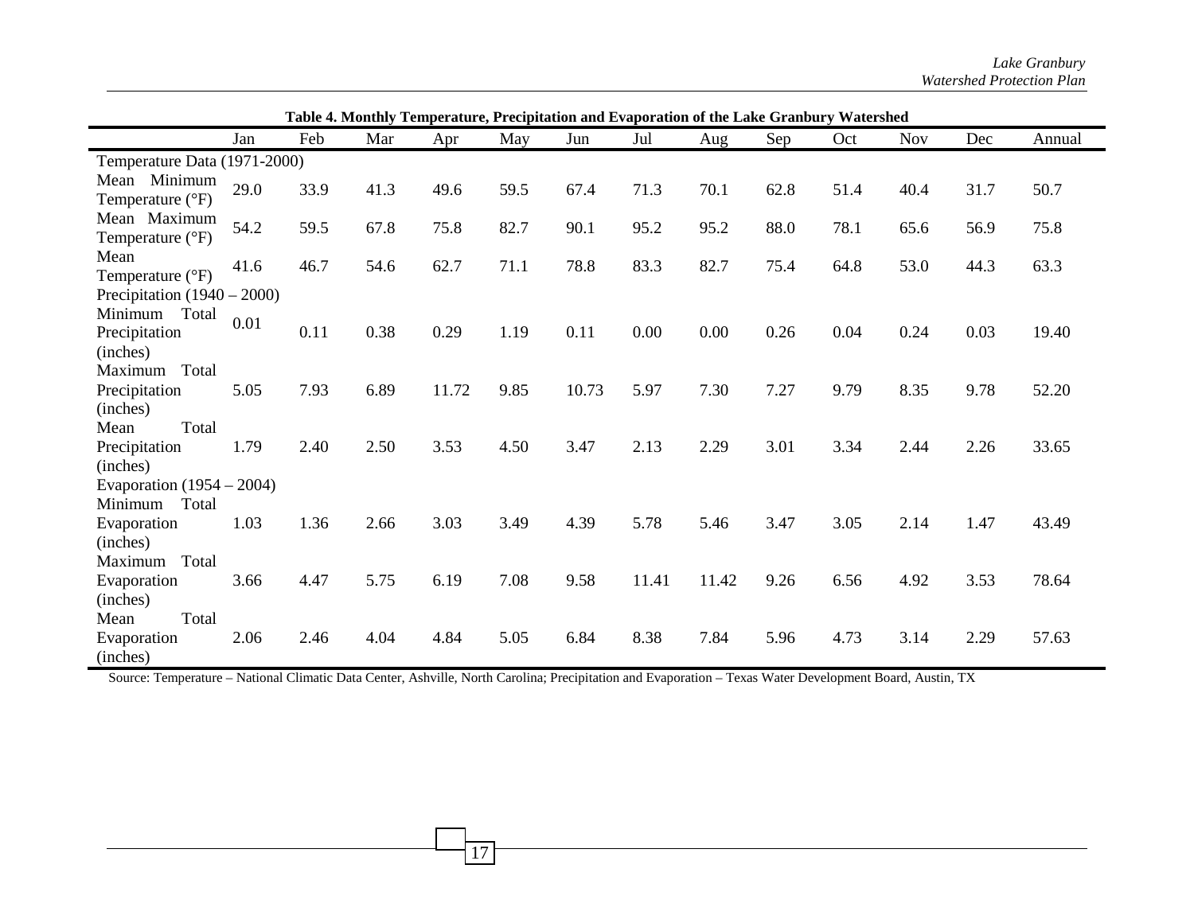**Table 4. Monthly Temperature, Precipitation and Evaporation of the Lake Granbury Watershed**

| | Jan | Feb | Mar | Apr | May | Jun | Jul | Aug | Sep | Oct | Nov | Dec | Annual |
|---|---|---|---|---|---|---|---|---|---|---|---|---|---|
| Temperature Data (1971-2000) | | | | | | | | | | | | | |
| Mean Minimum Temperature (°F) | 29.0 | 33.9 | 41.3 | 49.6 | 59.5 | 67.4 | 71.3 | 70.1 | 62.8 | 51.4 | 40.4 | 31.7 | 50.7 |
| Mean Maximum Temperature (°F) | 54.2 | 59.5 | 67.8 | 75.8 | 82.7 | 90.1 | 95.2 | 95.2 | 88.0 | 78.1 | 65.6 | 56.9 | 75.8 |
| Mean Temperature (°F) | 41.6 | 46.7 | 54.6 | 62.7 | 71.1 | 78.8 | 83.3 | 82.7 | 75.4 | 64.8 | 53.0 | 44.3 | 63.3 |
| Precipitation (1940 – 2000) | | | | | | | | | | | | | |
| Minimum Total Precipitation (inches) | 0.01 | 0.11 | 0.38 | 0.29 | 1.19 | 0.11 | 0.00 | 0.00 | 0.26 | 0.04 | 0.24 | 0.03 | 19.40 |
| Maximum Total Precipitation (inches) | 5.05 | 7.93 | 6.89 | 11.72 | 9.85 | 10.73 | 5.97 | 7.30 | 7.27 | 9.79 | 8.35 | 9.78 | 52.20 |
| Mean Total Precipitation (inches) | 1.79 | 2.40 | 2.50 | 3.53 | 4.50 | 3.47 | 2.13 | 2.29 | 3.01 | 3.34 | 2.44 | 2.26 | 33.65 |
| Evaporation (1954 – 2004) | | | | | | | | | | | | | |
| Minimum Total Evaporation (inches) | 1.03 | 1.36 | 2.66 | 3.03 | 3.49 | 4.39 | 5.78 | 5.46 | 3.47 | 3.05 | 2.14 | 1.47 | 43.49 |
| Maximum Total Evaporation (inches) | 3.66 | 4.47 | 5.75 | 6.19 | 7.08 | 9.58 | 11.41 | 11.42 | 9.26 | 6.56 | 4.92 | 3.53 | 78.64 |
| Mean Total Evaporation (inches) | 2.06 | 2.46 | 4.04 | 4.84 | 5.05 | 6.84 | 8.38 | 7.84 | 5.96 | 4.73 | 3.14 | 2.29 | 57.63 |

Source: Temperature – National Climatic Data Center, Ashville, North Carolina; Precipitation and Evaporation – Texas Water Development Board, Austin, TX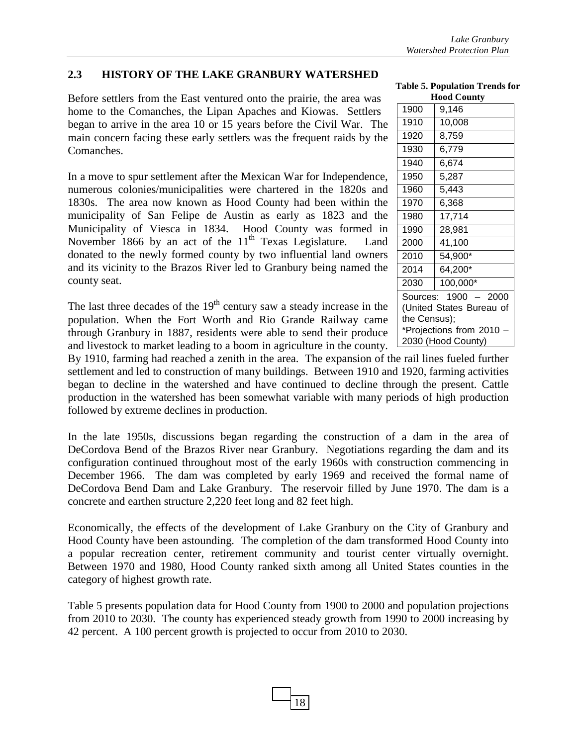## 2.3 HISTORY OF THE LAKE GRANBURY WATERSHED

Before settlers from the East ventured onto the prairie, the area was home to the Comanches, the Lipan Apaches and Kiowas. Settlers began to arrive in the area 10 or 15 years before the Civil War. The main concern facing these early settlers was the frequent raids by the Comanches.

In a move to spur settlement after the Mexican War for Independence, numerous colonies/municipalities were chartered in the 1820s and 1830s. The area now known as Hood County had been within the municipality of San Felipe de Austin as early as 1823 and the Municipality of Viesca in 1834. Hood County was formed in November 1866 by an act of the 11th Texas Legislature. Land donated to the newly formed county by two influential land owners and its vicinity to the Brazos River led to Granbury being named the county seat.

The last three decades of the 19th century saw a steady increase in the population. When the Fort Worth and Rio Grande Railway came through Granbury in 1887, residents were able to send their produce and livestock to market leading to a boom in agriculture in the county. By 1910, farming had reached a zenith in the area. The expansion of the rail lines fueled further settlement and led to construction of many buildings. Between 1910 and 1920, farming activities began to decline in the watershed and have continued to decline through the present. Cattle production in the watershed has been somewhat variable with many periods of high production followed by extreme declines in production.

**Table 5. Population Trends for Hood County**

| | |
|---|---|
| 1900 | 9,146 |
| 1910 | 10,008 |
| 1920 | 8,759 |
| 1930 | 6,779 |
| 1940 | 6,674 |
| 1950 | 5,287 |
| 1960 | 5,443 |
| 1970 | 6,368 |
| 1980 | 17,714 |
| 1990 | 28,981 |
| 2000 | 41,100 |
| 2010 | 54,900* |
| 2014 | 64,200* |
| 2030 | 100,000* |

Sources: 1900 – 2000 (United States Bureau of the Census);
*Projections from 2010 – 2030 (Hood County)

In the late 1950s, discussions began regarding the construction of a dam in the area of DeCordova Bend of the Brazos River near Granbury. Negotiations regarding the dam and its configuration continued throughout most of the early 1960s with construction commencing in December 1966. The dam was completed by early 1969 and received the formal name of DeCordova Bend Dam and Lake Granbury. The reservoir filled by June 1970. The dam is a concrete and earthen structure 2,220 feet long and 82 feet high.

Economically, the effects of the development of Lake Granbury on the City of Granbury and Hood County have been astounding. The completion of the dam transformed Hood County into a popular recreation center, retirement community and tourist center virtually overnight. Between 1970 and 1980, Hood County ranked sixth among all United States counties in the category of highest growth rate.

Table 5 presents population data for Hood County from 1900 to 2000 and population projections from 2010 to 2030. The county has experienced steady growth from 1990 to 2000 increasing by 42 percent. A 100 percent growth is projected to occur from 2010 to 2030.